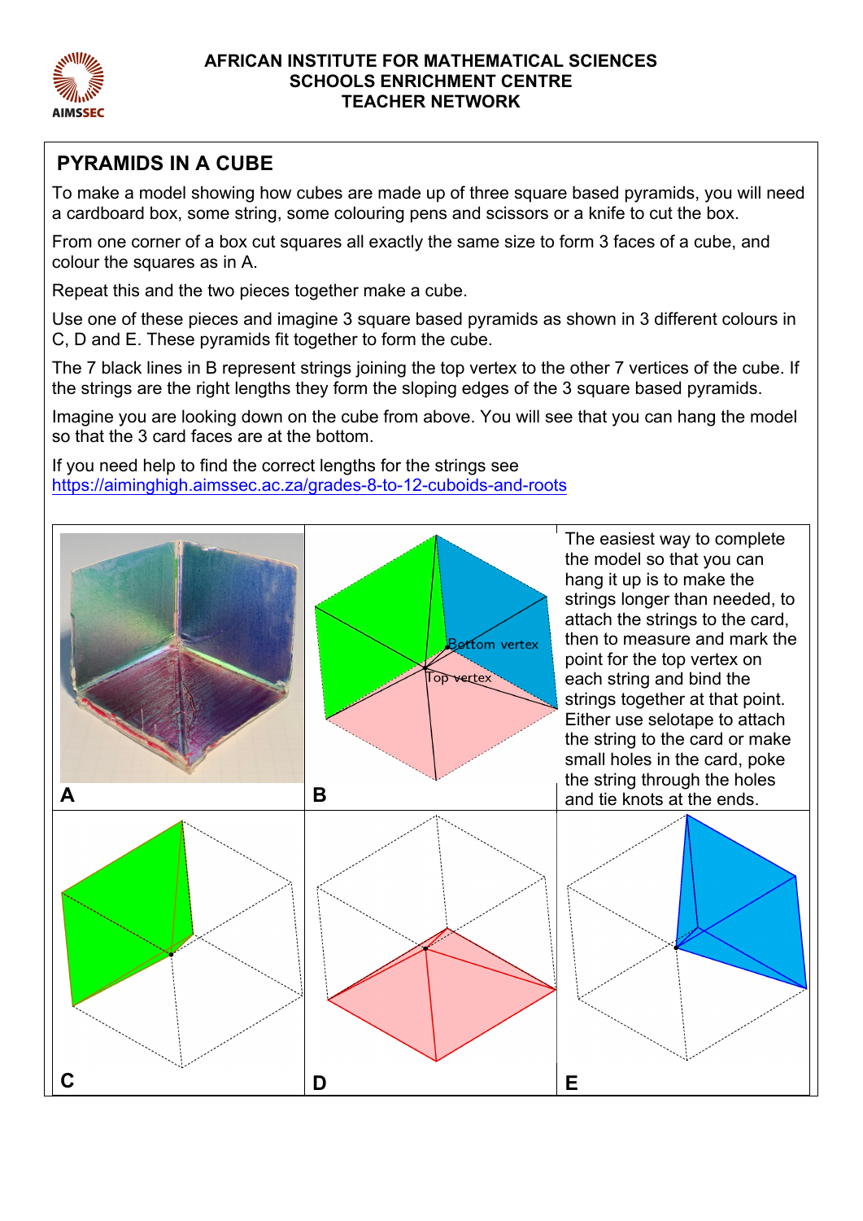**AFRICAN INSTITUTE FOR MATHEMATICAL SCIENCES**
**SCHOOLS ENRICHMENT CENTRE**
**TEACHER NETWORK**

## PYRAMIDS IN A CUBE

To make a model showing how cubes are made up of three square based pyramids, you will need a cardboard box, some string, some colouring pens and scissors or a knife to cut the box.

From one corner of a box cut squares all exactly the same size to form 3 faces of a cube, and colour the squares as in A.

Repeat this and the two pieces together make a cube.

Use one of these pieces and imagine 3 square based pyramids as shown in 3 different colours in C, D and E. These pyramids fit together to form the cube.

The 7 black lines in B represent strings joining the top vertex to the other 7 vertices of the cube. If the strings are the right lengths they form the sloping edges of the 3 square based pyramids.

Imagine you are looking down on the cube from above. You will see that you can hang the model so that the 3 card faces are at the bottom.

If you need help to find the correct lengths for the strings see
https://aiminghigh.aimssec.ac.za/grades-8-to-12-cuboids-and-roots

A

Bottom vertex

Top vertex

B

The easiest way to complete the model so that you can hang it up is to make the strings longer than needed, to attach the strings to the card, then to measure and mark the point for the top vertex on each string and bind the strings together at that point. Either use selotape to attach the string to the card or make small holes in the card, poke the string through the holes and tie knots at the ends.

C

D

E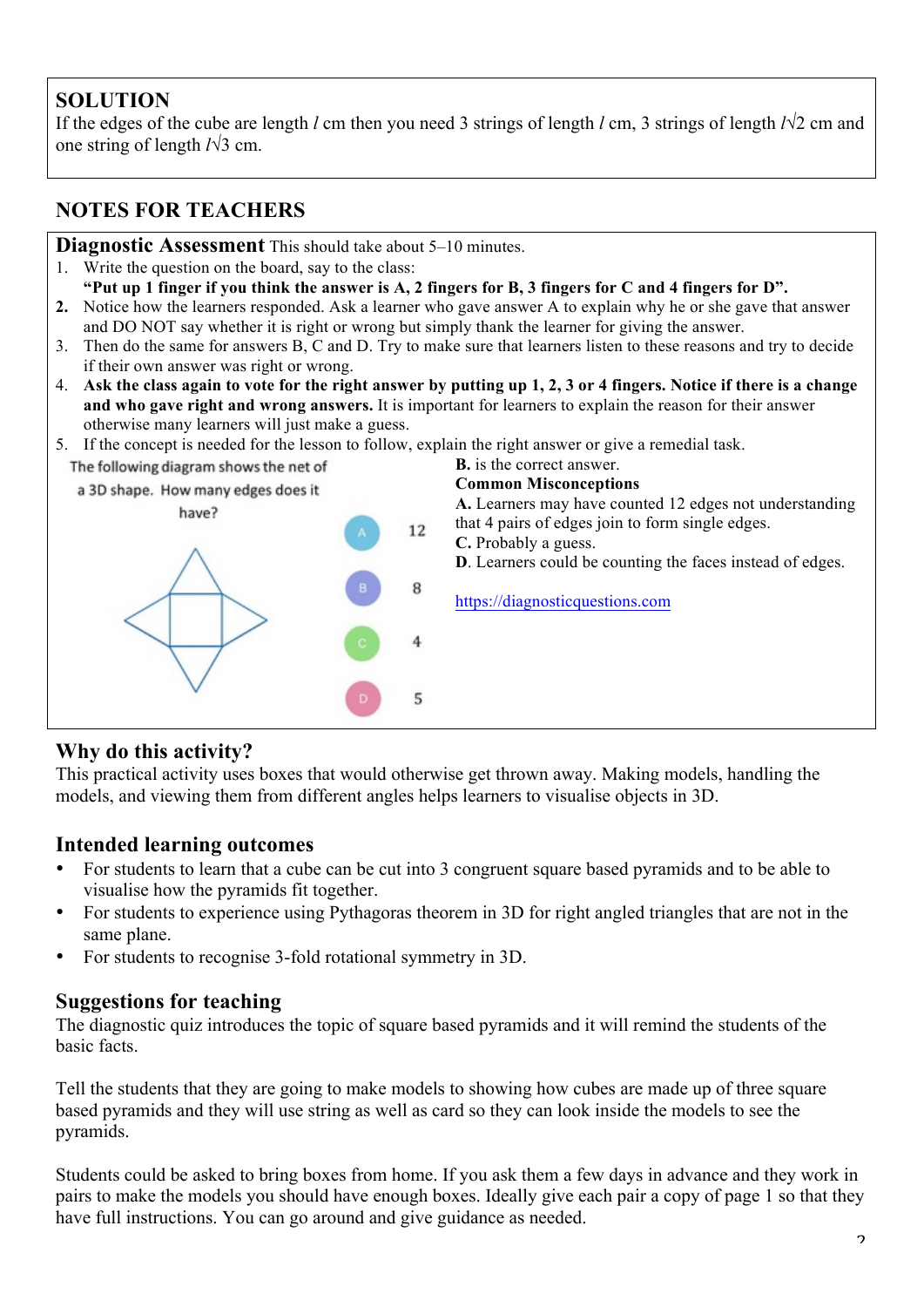## SOLUTION

If the edges of the cube are length $l$ cm then you need 3 strings of length $l$ cm, 3 strings of length $l\sqrt{2}$ cm and one string of length $l\sqrt{3}$ cm.

## NOTES FOR TEACHERS

### Diagnostic Assessment

This should take about 5–10 minutes.

1. Write the question on the board, say to the class:
   **"Put up 1 finger if you think the answer is A, 2 fingers for B, 3 fingers for C and 4 fingers for D".**
2. Notice how the learners responded. Ask a learner who gave answer A to explain why he or she gave that answer and DO NOT say whether it is right or wrong but simply thank the learner for giving the answer.
3. Then do the same for answers B, C and D. Try to make sure that learners listen to these reasons and try to decide if their own answer was right or wrong.
4. **Ask the class again to vote for the right answer by putting up 1, 2, 3 or 4 fingers. Notice if there is a change and who gave right and wrong answers.** It is important for learners to explain the reason for their answer otherwise many learners will just make a guess.
5. If the concept is needed for the lesson to follow, explain the right answer or give a remedial task.

The following diagram shows the net of a 3D shape. How many edges does it have?

A 12

B 8

C 4

D 5

**B.** is the correct answer.

**Common Misconceptions**

**A.** Learners may have counted 12 edges not understanding that 4 pairs of edges join to form single edges.

**C.** Probably a guess.

**D**. Learners could be counting the faces instead of edges.

https://diagnosticquestions.com

## Why do this activity?

This practical activity uses boxes that would otherwise get thrown away. Making models, handling the models, and viewing them from different angles helps learners to visualise objects in 3D.

## Intended learning outcomes

- For students to learn that a cube can be cut into 3 congruent square based pyramids and to be able to visualise how the pyramids fit together.
- For students to experience using Pythagoras theorem in 3D for right angled triangles that are not in the same plane.
- For students to recognise 3-fold rotational symmetry in 3D.

## Suggestions for teaching

The diagnostic quiz introduces the topic of square based pyramids and it will remind the students of the basic facts.

Tell the students that they are going to make models to showing how cubes are made up of three square based pyramids and they will use string as well as card so they can look inside the models to see the pyramids.

Students could be asked to bring boxes from home. If you ask them a few days in advance and they work in pairs to make the models you should have enough boxes. Ideally give each pair a copy of page 1 so that they have full instructions. You can go around and give guidance as needed.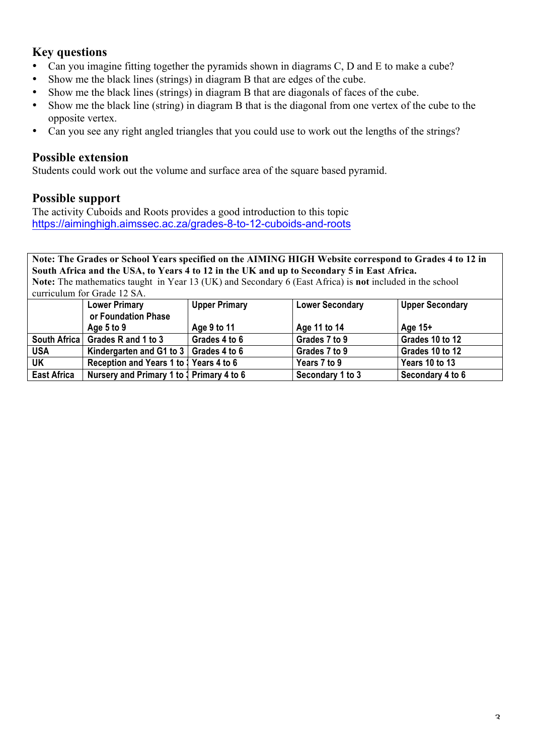## Key questions

- Can you imagine fitting together the pyramids shown in diagrams C, D and E to make a cube?
- Show me the black lines (strings) in diagram B that are edges of the cube.
- Show me the black lines (strings) in diagram B that are diagonals of faces of the cube.
- Show me the black line (string) in diagram B that is the diagonal from one vertex of the cube to the opposite vertex.
- Can you see any right angled triangles that you could use to work out the lengths of the strings?

## Possible extension

Students could work out the volume and surface area of the square based pyramid.

## Possible support

The activity Cuboids and Roots provides a good introduction to this topic
https://aiminghigh.aimssec.ac.za/grades-8-to-12-cuboids-and-roots

**Note: The Grades or School Years specified on the AIMING HIGH Website correspond to Grades 4 to 12 in South Africa and the USA, to Years 4 to 12 in the UK and up to Secondary 5 in East Africa.**
**Note:** The mathematics taught in Year 13 (UK) and Secondary 6 (East Africa) is **not** included in the school curriculum for Grade 12 SA.

| | Lower Primary or Foundation Phase Age 5 to 9 | Upper Primary Age 9 to 11 | Lower Secondary Age 11 to 14 | Upper Secondary Age 15+ |
|---|---|---|---|---|
| South Africa | Grades R and 1 to 3 | Grades 4 to 6 | Grades 7 to 9 | Grades 10 to 12 |
| USA | Kindergarten and G1 to 3 | Grades 4 to 6 | Grades 7 to 9 | Grades 10 to 12 |
| UK | Reception and Years 1 to 3 | Years 4 to 6 | Years 7 to 9 | Years 10 to 13 |
| East Africa | Nursery and Primary 1 to 3 | Primary 4 to 6 | Secondary 1 to 3 | Secondary 4 to 6 |